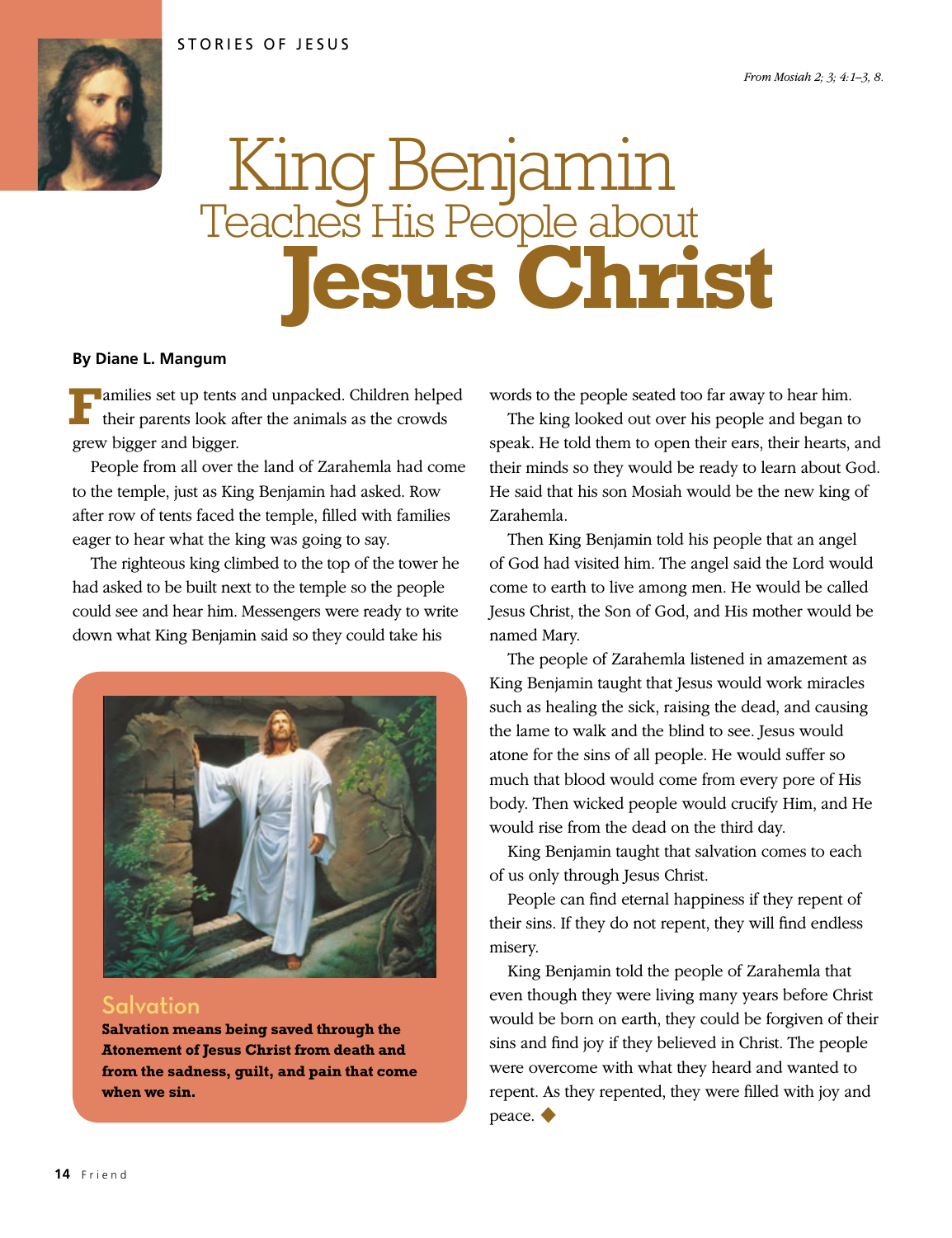STORIES OF JESUS

*From Mosiah 2; 3; 4:1–3, 8.*

# King Benjamin Teaches His People about Jesus Christ

**By Diane L. Mangum**

Families set up tents and unpacked. Children helped their parents look after the animals as the crowds grew bigger and bigger.

People from all over the land of Zarahemla had come to the temple, just as King Benjamin had asked. Row after row of tents faced the temple, filled with families eager to hear what the king was going to say.

The righteous king climbed to the top of the tower he had asked to be built next to the temple so the people could see and hear him. Messengers were ready to write down what King Benjamin said so they could take his words to the people seated too far away to hear him.

The king looked out over his people and began to speak. He told them to open their ears, their hearts, and their minds so they would be ready to learn about God. He said that his son Mosiah would be the new king of Zarahemla.

Then King Benjamin told his people that an angel of God had visited him. The angel said the Lord would come to earth to live among men. He would be called Jesus Christ, the Son of God, and His mother would be named Mary.

The people of Zarahemla listened in amazement as King Benjamin taught that Jesus would work miracles such as healing the sick, raising the dead, and causing the lame to walk and the blind to see. Jesus would atone for the sins of all people. He would suffer so much that blood would come from every pore of His body. Then wicked people would crucify Him, and He would rise from the dead on the third day.

King Benjamin taught that salvation comes to each of us only through Jesus Christ.

People can find eternal happiness if they repent of their sins. If they do not repent, they will find endless misery.

King Benjamin told the people of Zarahemla that even though they were living many years before Christ would be born on earth, they could be forgiven of their sins and find joy if they believed in Christ. The people were overcome with what they heard and wanted to repent. As they repented, they were filled with joy and peace. ◆

## Salvation

**Salvation means being saved through the Atonement of Jesus Christ from death and from the sadness, guilt, and pain that come when we sin.**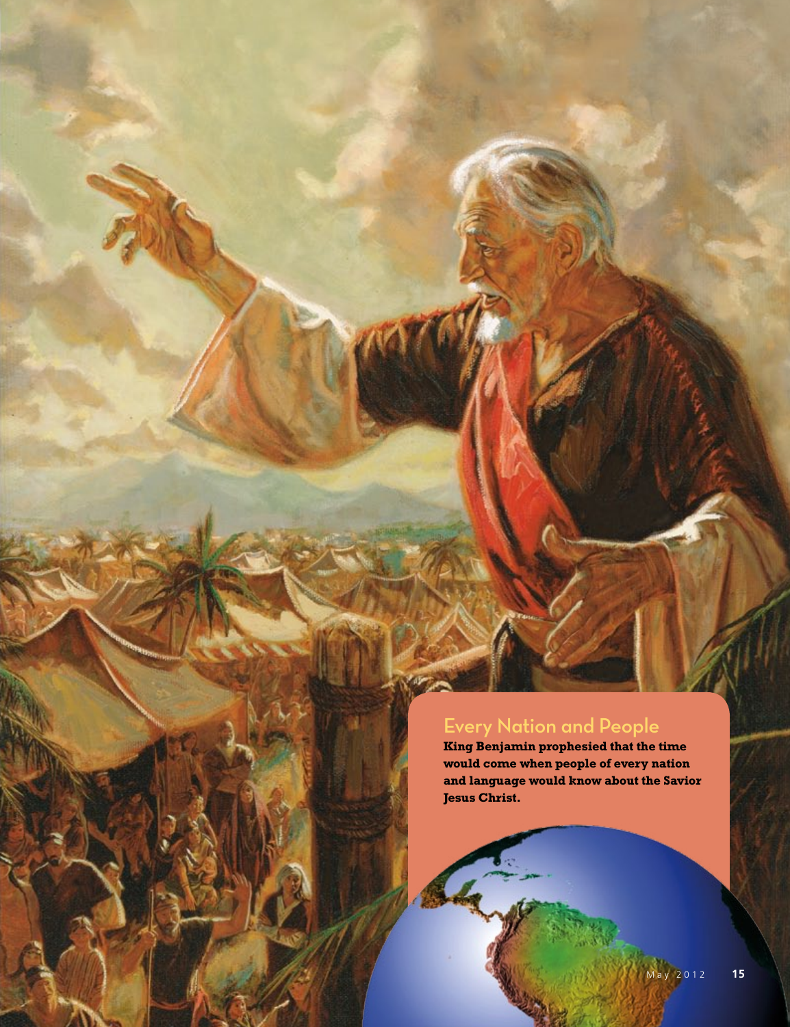## Every Nation and People

**King Benjamin prophesied that the time would come when people of every nation and language would know about the Savior Jesus Christ.**